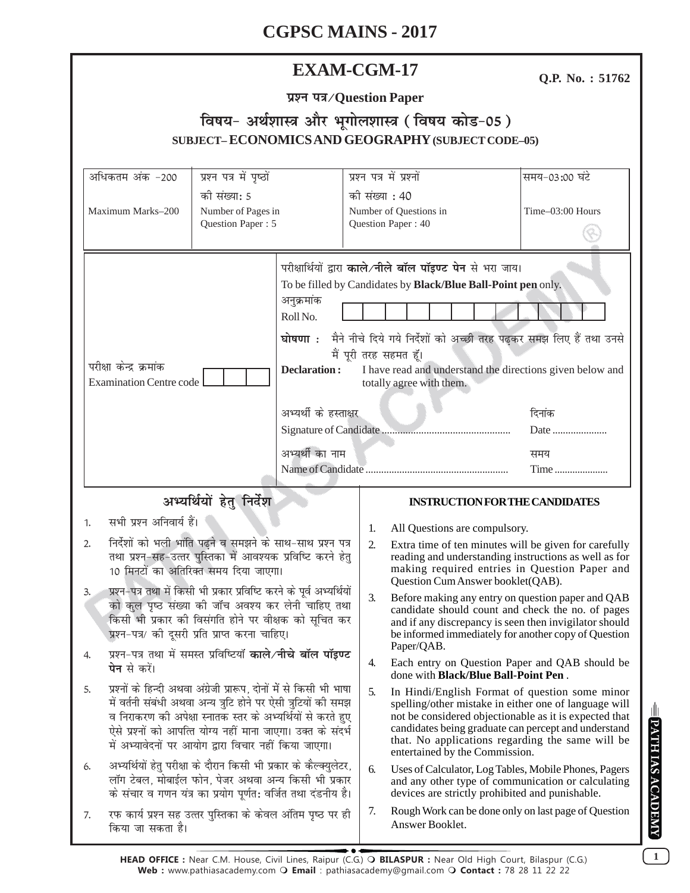# CGPSC MAINS - 2017

## EXAM-CGM-17

**Q.P. No. : 51762**

**प्रश्न पत्र/Question Paper**

### विषय- अर्थशास्त्र और भूगोलशास्त्र ( विषय कोड-05 )

### SUBJECT– ECONOMICS AND GEOGRAPHY (SUBJECT CODE–05)

| अधिकतम अंक -200 | प्रश्न पत्र में पृष्ठों की संख्या: 5 | प्रश्न पत्र में प्रश्नों की संख्या : 40 | समय-03:00 घंटे |
|---|---|---|---|
| Maximum Marks–200 | Number of Pages in Question Paper : 5 | Number of Questions in Question Paper : 40 | Time–03:00 Hours |

परीक्षार्थियों द्वारा **काले/नीले बॉल पॉइण्ट पेन** से भरा जाय।

To be filled by Candidates by **Black/Blue Ball-Point pen** only.

अनुक्रमांक
Roll No.

परीक्षा केन्द्र क्रमांक
Examination Centre code

**घोषणा :** मैने नीचे दिये गये निर्देशों को अच्छी तरह पढ़कर समझ लिए हैं तथा उनसे मैं पूरी तरह सहमत हूँ।

**Declaration :** I have read and understand the directions given below and totally agree with them.

अभ्यर्थी के हस्ताक्षर
Signature of Candidate ................................................. दिनांक Date .....................

अभ्यर्थी का नाम
Name of Candidate ...................................................... समय Time .....................

## अभ्यर्थियों हेतु निर्देश

1. सभी प्रश्न अनिवार्य हैं।
2. निर्देशों को भली भांति पढ़ने व समझने के साथ-साथ प्रश्न पत्र तथा प्रश्न-सह-उत्तर पुस्तिका में आवश्यक प्रविष्टि करने हेतु 10 मिनटों का अतिरिक्त समय दिया जाएगा।
3. प्रश्न-पत्र तथा में किसी भी प्रकार प्रविष्टि करने के पूर्व अभ्यर्थियों को कुल पृष्ठ संख्या की जाँच अवश्य कर लेनी चाहिए तथा किसी भी प्रकार की विसंगति होने पर वीक्षक को सूचित कर प्रश्न-पत्र/ की दूसरी प्रति प्राप्त करना चाहिए।
4. प्रश्न-पत्र तथा में समस्त प्रविष्टियाँ **काले/नीचे बॉल पॉइण्ट पेन** से करें।
5. प्रश्नों के हिन्दी अथवा अंग्रेजी प्रारूप, दोनों में से किसी भी भाषा में वर्तनी संबंधी अथवा अन्य त्रुटि होने पर ऐसी त्रुटियों की समझ व निराकरण की अपेक्षा स्नातक स्तर के अभ्यर्थियों से करते हुए ऐसे प्रश्नों को आपत्ति योग्य नहीं माना जाएगा। उक्त के संदर्भ में अभ्यावेदनों पर आयोग द्वारा विचार नहीं किया जाएगा।
6. अभ्यर्थियों हेतु परीक्षा के दौरान किसी भी प्रकार के कैल्क्युलेटर, लॉग टेबल, मोबाईल फोन, पेजर अथवा अन्य किसी भी प्रकार के संचार व गणन यंत्र का प्रयोग पूर्णतः वर्जित तथा दंडनीय है।
7. रफ कार्य प्रश्न सह उत्तर पुस्तिका के केवल अंतिम पृष्ठ पर ही किया जा सकता है।

## INSTRUCTION FOR THE CANDIDATES

1. All Questions are compulsory.
2. Extra time of ten minutes will be given for carefully reading and understanding instructions as well as for making required entries in Question Paper and Question Cum Answer booklet(QAB).
3. Before making any entry on question paper and QAB candidate should count and check the no. of pages and if any discrepancy is seen then invigilator should be informed immediately for another copy of Question Paper/QAB.
4. Each entry on Question Paper and QAB should be done with **Black/Blue Ball-Point Pen** .
5. In Hindi/English Format of question some minor spelling/other mistake in either one of language will not be considered objectionable as it is expected that candidates being graduate can percept and understand that. No applications regarding the same will be entertained by the Commission.
6. Uses of Calculator, Log Tables, Mobile Phones, Pagers and any other type of communication or calculating devices are strictly prohibited and punishable.
7. Rough Work can be done only on last page of Question Answer Booklet.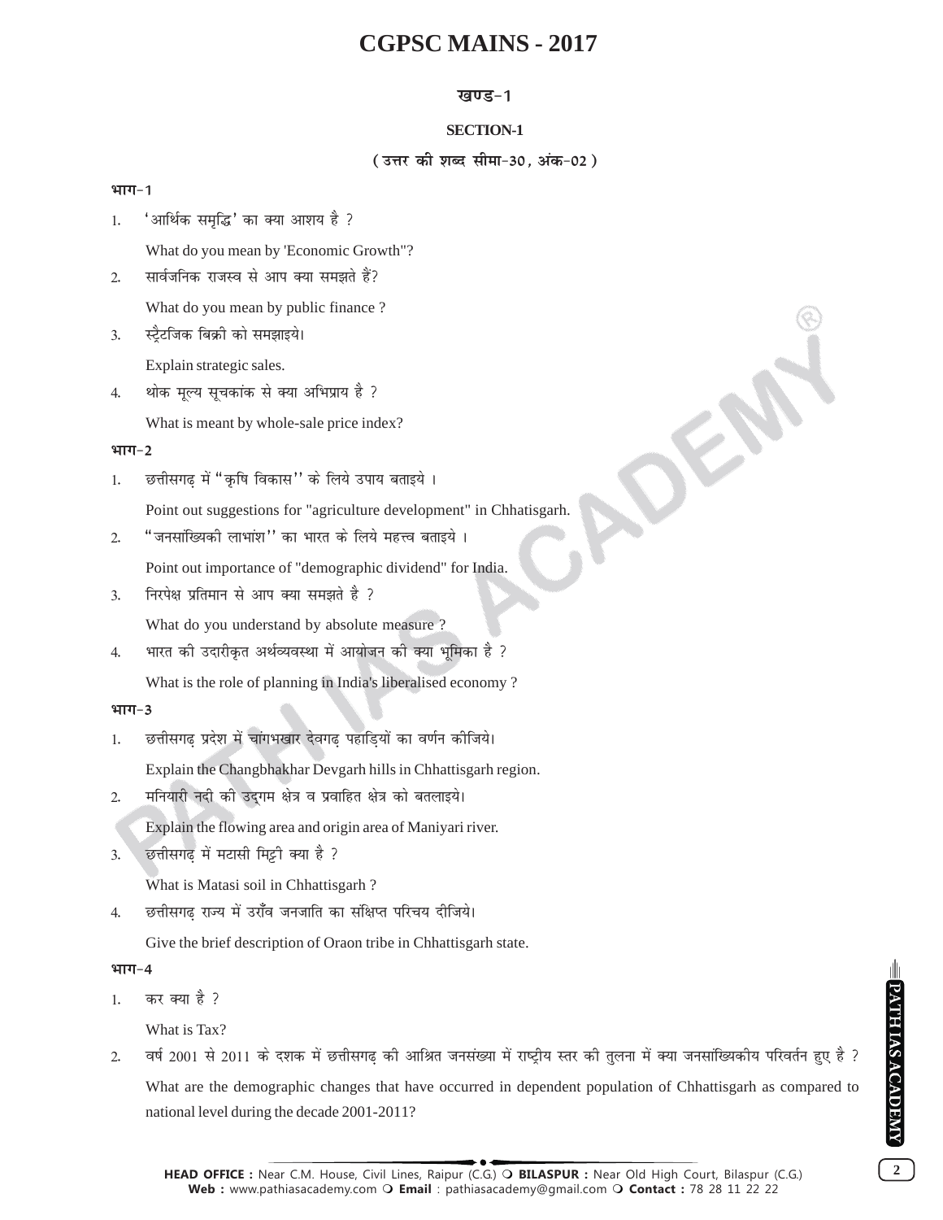# CGPSC MAINS - 2017

## खण्ड-1

## SECTION-1

### (उत्तर की शब्द सीमा-30, अंक-02)

**भाग-1**

1. 'आर्थिक समृद्धि' का क्या आशय है ?

   What do you mean by 'Economic Growth"?

2. सार्वजनिक राजस्व से आप क्या समझते हैं?

   What do you mean by public finance ?

3. स्ट्रैटजिक बिक्री को समझाइये।

   Explain strategic sales.

4. थोक मूल्य सूचकांक से क्या अभिप्राय है ?

   What is meant by whole-sale price index?

**भाग-2**

1. छत्तीसगढ़ में "कृषि विकास" के लिये उपाय बताइये ।

   Point out suggestions for "agriculture development" in Chhatisgarh.

2. "जनसांख्यिकी लाभांश" का भारत के लिये महत्त्व बताइये ।

   Point out importance of "demographic dividend" for India.

3. निरपेक्ष प्रतिमान से आप क्या समझते है ?

   What do you understand by absolute measure ?

4. भारत की उदारीकृत अर्थव्यवस्था में आयोजन की क्या भूमिका है ?

   What is the role of planning in India's liberalised economy ?

**भाग-3**

1. छत्तीसगढ़ प्रदेश में चांगभखार देवगढ़ पहाड़ियों का वर्णन कीजिये।

   Explain the Changbhakhar Devgarh hills in Chhattisgarh region.

2. मनियारी नदी की उद्गम क्षेत्र व प्रवाहित क्षेत्र को बतलाइये।

   Explain the flowing area and origin area of Maniyari river.

3. छत्तीसगढ़ में मटासी मिट्टी क्या है ?

   What is Matasi soil in Chhattisgarh ?

4. छत्तीसगढ़ राज्य में उराँव जनजाति का संक्षिप्त परिचय दीजिये।

   Give the brief description of Oraon tribe in Chhattisgarh state.

**भाग-4**

1. कर क्या है ?

   What is Tax?

2. वर्ष 2001 से 2011 के दशक में छत्तीसगढ़ की आश्रित जनसंख्या में राष्ट्रीय स्तर की तुलना में क्या जनसांख्यिकीय परिवर्तन हुए है ?

   What are the demographic changes that have occurred in dependent population of Chhattisgarh as compared to national level during the decade 2001-2011?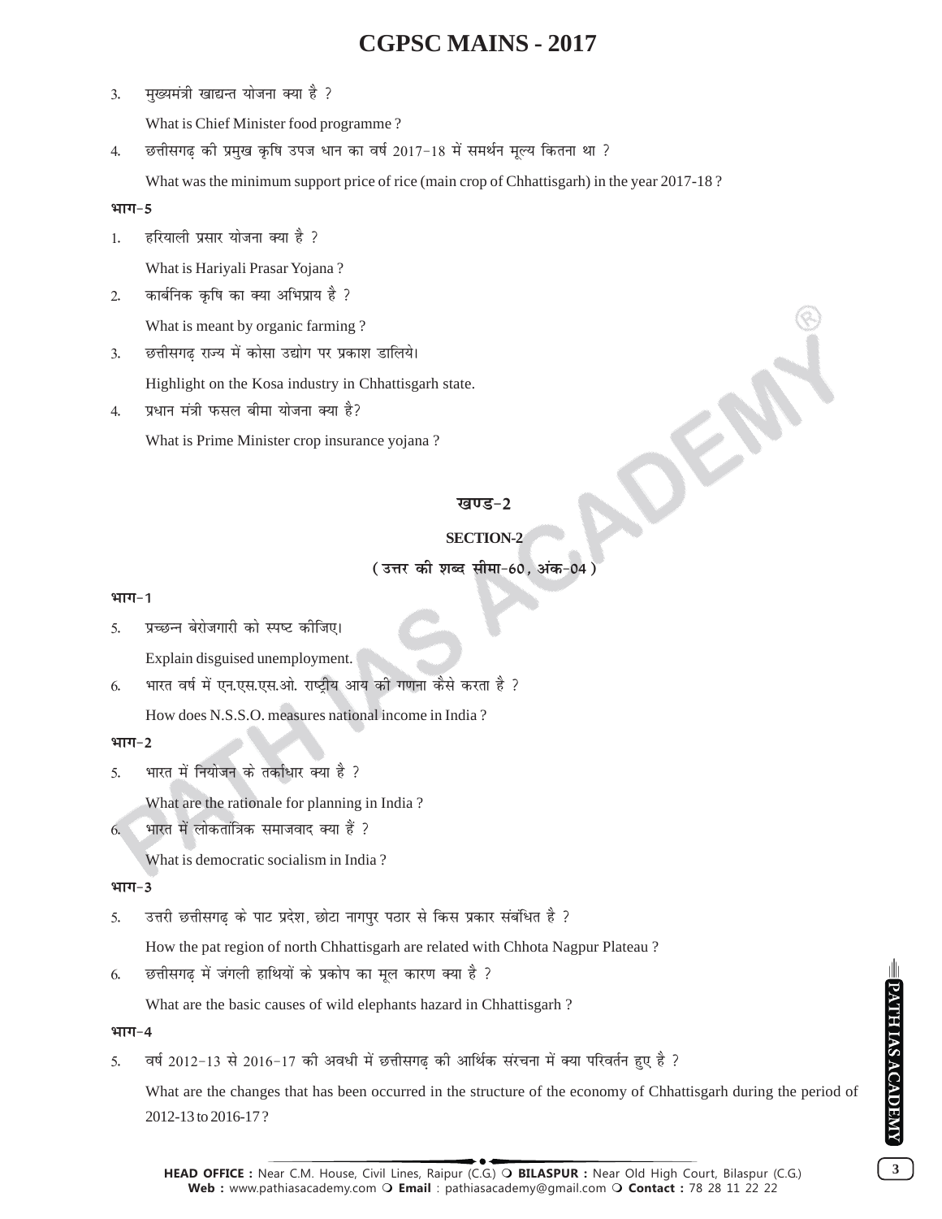3. मुख्यमंत्री खाद्यन्त योजना क्या है ?

   What is Chief Minister food programme ?

4. छत्तीसगढ़ की प्रमुख कृषि उपज धान का वर्ष 2017-18 में समर्थन मूल्य कितना था ?

   What was the minimum support price of rice (main crop of Chhattisgarh) in the year 2017-18 ?

**भाग-5**

1. हरियाली प्रसार योजना क्या है ?

   What is Hariyali Prasar Yojana ?

2. कार्बनिक कृषि का क्या अभिप्राय है ?

   What is meant by organic farming ?

3. छत्तीसगढ़ राज्य में कोसा उद्योग पर प्रकाश डालिये।

   Highlight on the Kosa industry in Chhattisgarh state.

4. प्रधान मंत्री फसल बीमा योजना क्या है?

   What is Prime Minister crop insurance yojana ?

## खण्ड-2

## SECTION-2

**( उत्तर की शब्द सीमा-60, अंक-04 )**

**भाग-1**

5. प्रच्छन्न बेरोजगारी को स्पष्ट कीजिए।

   Explain disguised unemployment.

6. भारत वर्ष में एन.एस.एस.ओ. राष्ट्रीय आय की गणना कैसे करता है ?

   How does N.S.S.O. measures national income in India ?

**भाग-2**

5. भारत में नियोजन के तर्काधार क्या है ?

   What are the rationale for planning in India ?

6. भारत में लोकतांत्रिक समाजवाद क्या हैं ?

   What is democratic socialism in India ?

**भाग-3**

5. उत्तरी छत्तीसगढ़ के पाट प्रदेश, छोटा नागपुर पठार से किस प्रकार संबंधित है ?

   How the pat region of north Chhattisgarh are related with Chhota Nagpur Plateau ?

6. छत्तीसगढ़ में जंगली हाथियों के प्रकोप का मूल कारण क्या है ?

   What are the basic causes of wild elephants hazard in Chhattisgarh ?

**भाग-4**

5. वर्ष 2012-13 से 2016-17 की अवधी में छत्तीसगढ़ की आर्थिक संरचना में क्या परिवर्तन हुए है ?

   What are the changes that has been occurred in the structure of the economy of Chhattisgarh during the period of 2012-13 to 2016-17 ?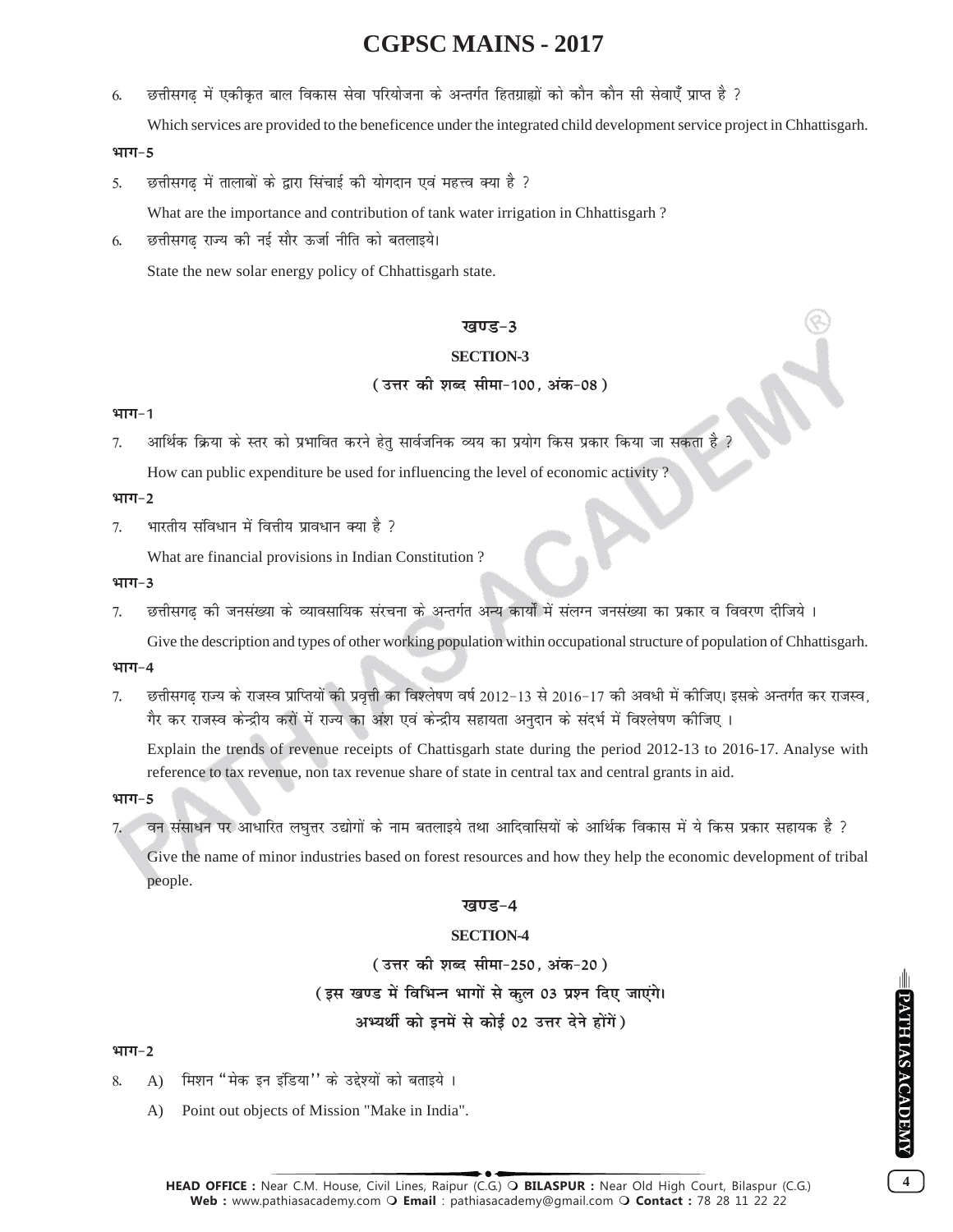6. छत्तीसगढ़ में एकीकृत बाल विकास सेवा परियोजना के अन्तर्गत हितग्राह्यों को कौन कौन सी सेवाएँ प्राप्त है ?

   Which services are provided to the beneficence under the integrated child development service project in Chhattisgarh.

**भाग-5**

5. छत्तीसगढ़ में तालाबों के द्वारा सिंचाई की योगदान एवं महत्त्व क्या है ?

   What are the importance and contribution of tank water irrigation in Chhattisgarh ?

6. छत्तीसगढ़ राज्य की नई सौर ऊर्जा नीति को बतलाइये।

   State the new solar energy policy of Chhattisgarh state.

## खण्ड-3

## SECTION-3

### (उत्तर की शब्द सीमा-100, अंक-08)

**भाग-1**

7. आर्थिक क्रिया के स्तर को प्रभावित करने हेतु सार्वजनिक व्यय का प्रयोग किस प्रकार किया जा सकता है ?

   How can public expenditure be used for influencing the level of economic activity ?

**भाग-2**

7. भारतीय संविधान में वित्तीय प्रावधान क्या है ?

   What are financial provisions in Indian Constitution ?

**भाग-3**

7. छत्तीसगढ़ की जनसंख्या के व्यावसायिक संरचना के अन्तर्गत अन्य कार्यों में संलग्न जनसंख्या का प्रकार व विवरण दीजिये ।

   Give the description and types of other working population within occupational structure of population of Chhattisgarh.

**भाग-4**

7. छत्तीसगढ़ राज्य के राजस्व प्राप्तियों की प्रवृत्ती का विश्लेषण वर्ष 2012-13 से 2016-17 की अवधी में कीजिए। इसके अन्तर्गत कर राजस्व, गैर कर राजस्व केन्द्रीय करों में राज्य का अंश एवं केन्द्रीय सहायता अनुदान के संदर्भ में विश्लेषण कीजिए ।

   Explain the trends of revenue receipts of Chattisgarh state during the period 2012-13 to 2016-17. Analyse with reference to tax revenue, non tax revenue share of state in central tax and central grants in aid.

**भाग-5**

7. वन संसाधन पर आधारित लघुत्तर उद्योगों के नाम बतलाइये तथा आदिवासियों के आर्थिक विकास में ये किस प्रकार सहायक है ?

   Give the name of minor industries based on forest resources and how they help the economic development of tribal people.

## खण्ड-4

## SECTION-4

### (उत्तर की शब्द सीमा-250, अंक-20)

### (इस खण्ड में विभिन्न भागों से कुल 03 प्रश्न दिए जाएंगे। अभ्यर्थी को इनमें से कोई 02 उत्तर देने होंगें)

**भाग-2**

8. A) मिशन "मेक इन इंडिया" के उद्देश्यों को बताइये ।

   A) Point out objects of Mission "Make in India".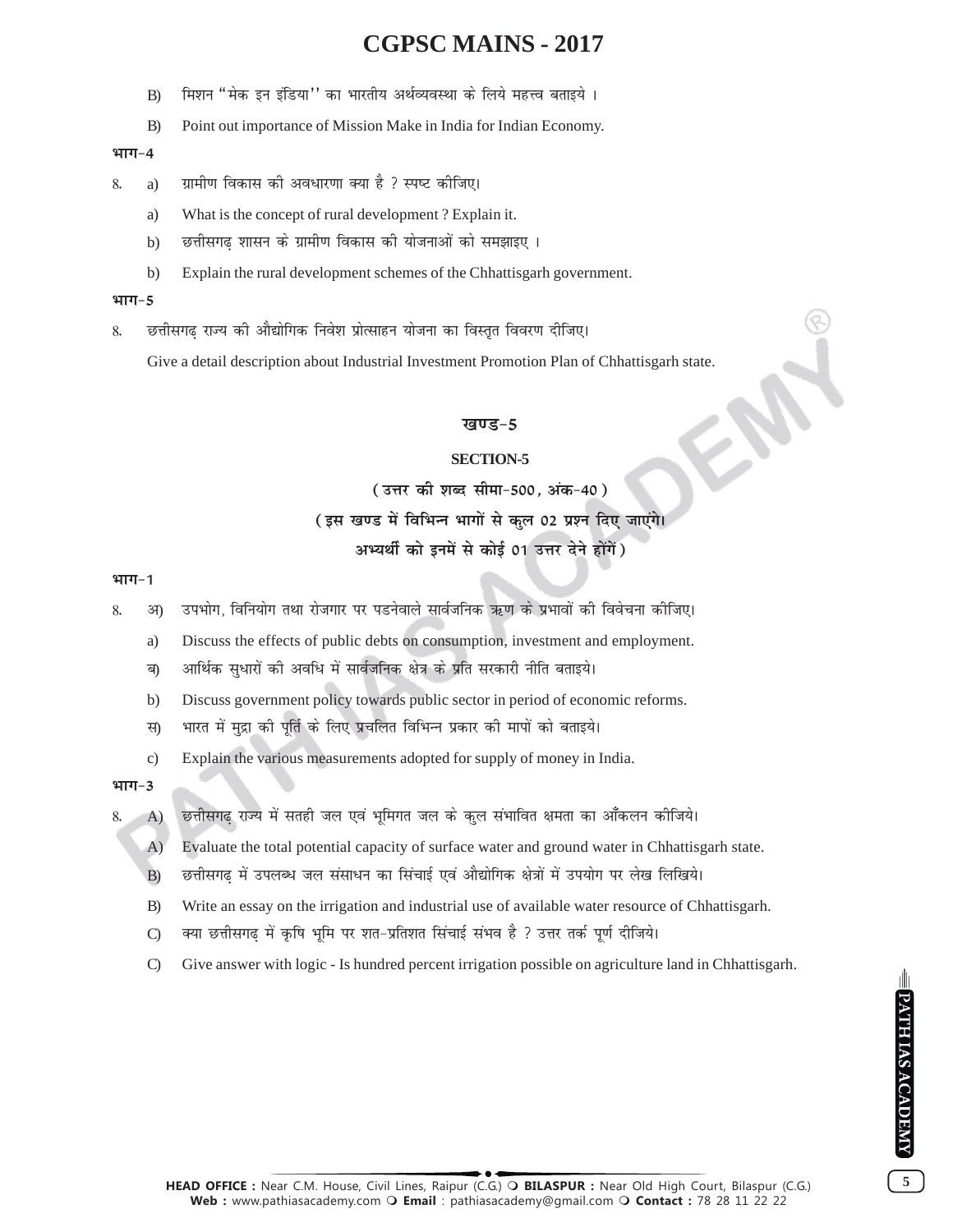B) मिशन "मेक इन इंडिया'' का भारतीय अर्थव्यवस्था के लिये महत्त्व बताइये ।

B) Point out importance of Mission Make in India for Indian Economy.

**भाग-4**

8. a) ग्रामीण विकास की अवधारणा क्या है ? स्पष्ट कीजिए।

a) What is the concept of rural development ? Explain it.

b) छत्तीसगढ़ शासन के ग्रामीण विकास की योजनाओं को समझाइए ।

b) Explain the rural development schemes of the Chhattisgarh government.

**भाग-5**

8. छत्तीसगढ़ राज्य की औद्योगिक निवेश प्रोत्साहन योजना का विस्तृत विवरण दीजिए।

Give a detail description about Industrial Investment Promotion Plan of Chhattisgarh state.

## खण्ड-5

## SECTION-5

**( उत्तर की शब्द सीमा-500, अंक-40 )**

**( इस खण्ड में विभिन्न भागों से कुल 02 प्रश्न दिए जाएंगे। अभ्यर्थी को इनमें से कोई 01 उत्तर देने होंगें )**

**भाग-1**

8. अ) उपभोग, विनियोग तथा रोजगार पर पडनेवाले सार्वजनिक ऋण के प्रभावों की विवेचना कीजिए।

a) Discuss the effects of public debts on consumption, investment and employment.

ब) आर्थिक सुधारों की अवधि में सार्वजनिक क्षेत्र के प्रति सरकारी नीति बताइये।

b) Discuss government policy towards public sector in period of economic reforms.

स) भारत में मुद्रा की पूर्ति के लिए प्रचलित विभिन्न प्रकार की मापों को बताइये।

c) Explain the various measurements adopted for supply of money in India.

**भाग-3**

8. A) छत्तीसगढ़ राज्य में सतही जल एवं भूमिगत जल के कुल संभावित क्षमता का आँकलन कीजिये।

A) Evaluate the total potential capacity of surface water and ground water in Chhattisgarh state.

B) छत्तीसगढ़ में उपलब्ध जल संसाधन का सिंचाई एवं औद्योगिक क्षेत्रों में उपयोग पर लेख लिखिये।

B) Write an essay on the irrigation and industrial use of available water resource of Chhattisgarh.

C) क्या छत्तीसगढ़ में कृषि भूमि पर शत-प्रतिशत सिंचाई संभव है ? उत्तर तर्क पूर्ण दीजिये।

C) Give answer with logic - Is hundred percent irrigation possible on agriculture land in Chhattisgarh.